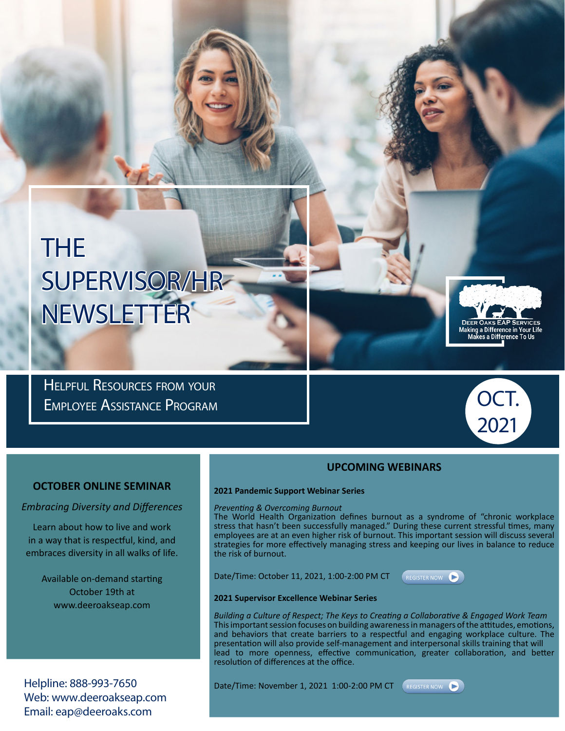# THE SUPERVISOR/HR NEWSLETTER

DEER OAKS EAP SERVICES
Making a Difference in Your Life
Makes a Difference To Us

HELPFUL RESOURCES FROM YOUR EMPLOYEE ASSISTANCE PROGRAM

OCT. 2021

## OCTOBER ONLINE SEMINAR

*Embracing Diversity and Differences*

Learn about how to live and work in a way that is respectful, kind, and embraces diversity in all walks of life.

Available on-demand starting October 19th at www.deeroakseap.com

Helpline: 888-993-7650
Web: www.deeroakseap.com
Email: eap@deeroaks.com

## UPCOMING WEBINARS

**2021 Pandemic Support Webinar Series**

*Preventing & Overcoming Burnout*
The World Health Organization defines burnout as a syndrome of "chronic workplace stress that hasn't been successfully managed." During these current stressful times, many employees are at an even higher risk of burnout. This important session will discuss several strategies for more effectively managing stress and keeping our lives in balance to reduce the risk of burnout.

Date/Time: October 11, 2021, 1:00-2:00 PM CT REGISTER NOW

**2021 Supervisor Excellence Webinar Series**

*Building a Culture of Respect; The Keys to Creating a Collaborative & Engaged Work Team*
This important session focuses on building awareness in managers of the attitudes, emotions, and behaviors that create barriers to a respectful and engaging workplace culture. The presentation will also provide self-management and interpersonal skills training that will lead to more openness, effective communication, greater collaboration, and better resolution of differences at the office.

Date/Time: November 1, 2021 1:00-2:00 PM CT REGISTER NOW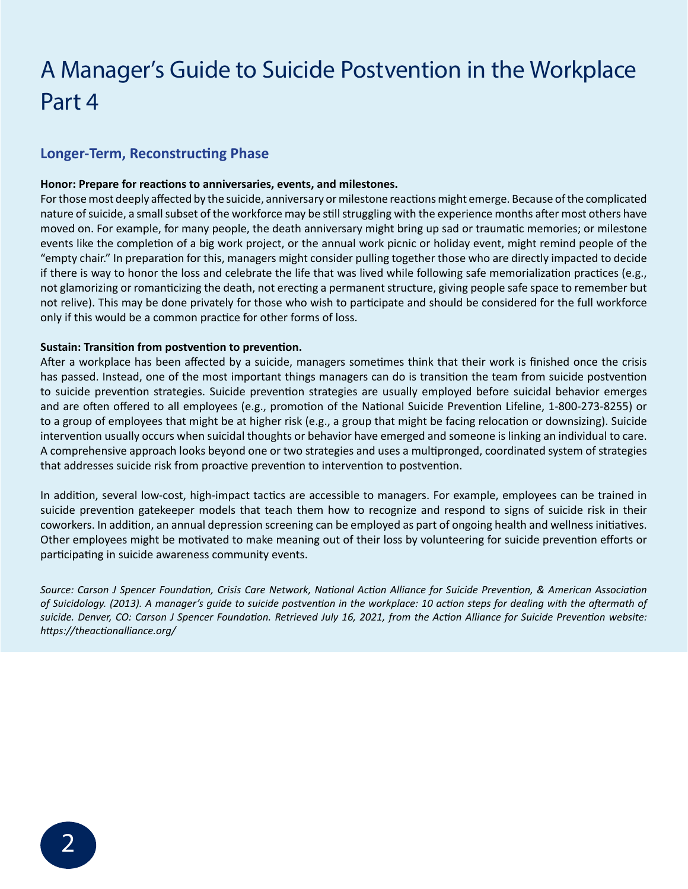# A Manager's Guide to Suicide Postvention in the Workplace Part 4

## Longer-Term, Reconstructing Phase

**Honor: Prepare for reactions to anniversaries, events, and milestones.**

For those most deeply affected by the suicide, anniversary or milestone reactions might emerge. Because of the complicated nature of suicide, a small subset of the workforce may be still struggling with the experience months after most others have moved on. For example, for many people, the death anniversary might bring up sad or traumatic memories; or milestone events like the completion of a big work project, or the annual work picnic or holiday event, might remind people of the "empty chair." In preparation for this, managers might consider pulling together those who are directly impacted to decide if there is way to honor the loss and celebrate the life that was lived while following safe memorialization practices (e.g., not glamorizing or romanticizing the death, not erecting a permanent structure, giving people safe space to remember but not relive). This may be done privately for those who wish to participate and should be considered for the full workforce only if this would be a common practice for other forms of loss.

**Sustain: Transition from postvention to prevention.**

After a workplace has been affected by a suicide, managers sometimes think that their work is finished once the crisis has passed. Instead, one of the most important things managers can do is transition the team from suicide postvention to suicide prevention strategies. Suicide prevention strategies are usually employed before suicidal behavior emerges and are often offered to all employees (e.g., promotion of the National Suicide Prevention Lifeline, 1-800-273-8255) or to a group of employees that might be at higher risk (e.g., a group that might be facing relocation or downsizing). Suicide intervention usually occurs when suicidal thoughts or behavior have emerged and someone is linking an individual to care. A comprehensive approach looks beyond one or two strategies and uses a multipronged, coordinated system of strategies that addresses suicide risk from proactive prevention to intervention to postvention.

In addition, several low-cost, high-impact tactics are accessible to managers. For example, employees can be trained in suicide prevention gatekeeper models that teach them how to recognize and respond to signs of suicide risk in their coworkers. In addition, an annual depression screening can be employed as part of ongoing health and wellness initiatives. Other employees might be motivated to make meaning out of their loss by volunteering for suicide prevention efforts or participating in suicide awareness community events.

*Source: Carson J Spencer Foundation, Crisis Care Network, National Action Alliance for Suicide Prevention, & American Association of Suicidology. (2013). A manager's guide to suicide postvention in the workplace: 10 action steps for dealing with the aftermath of suicide. Denver, CO: Carson J Spencer Foundation. Retrieved July 16, 2021, from the Action Alliance for Suicide Prevention website: https://theactionalliance.org/*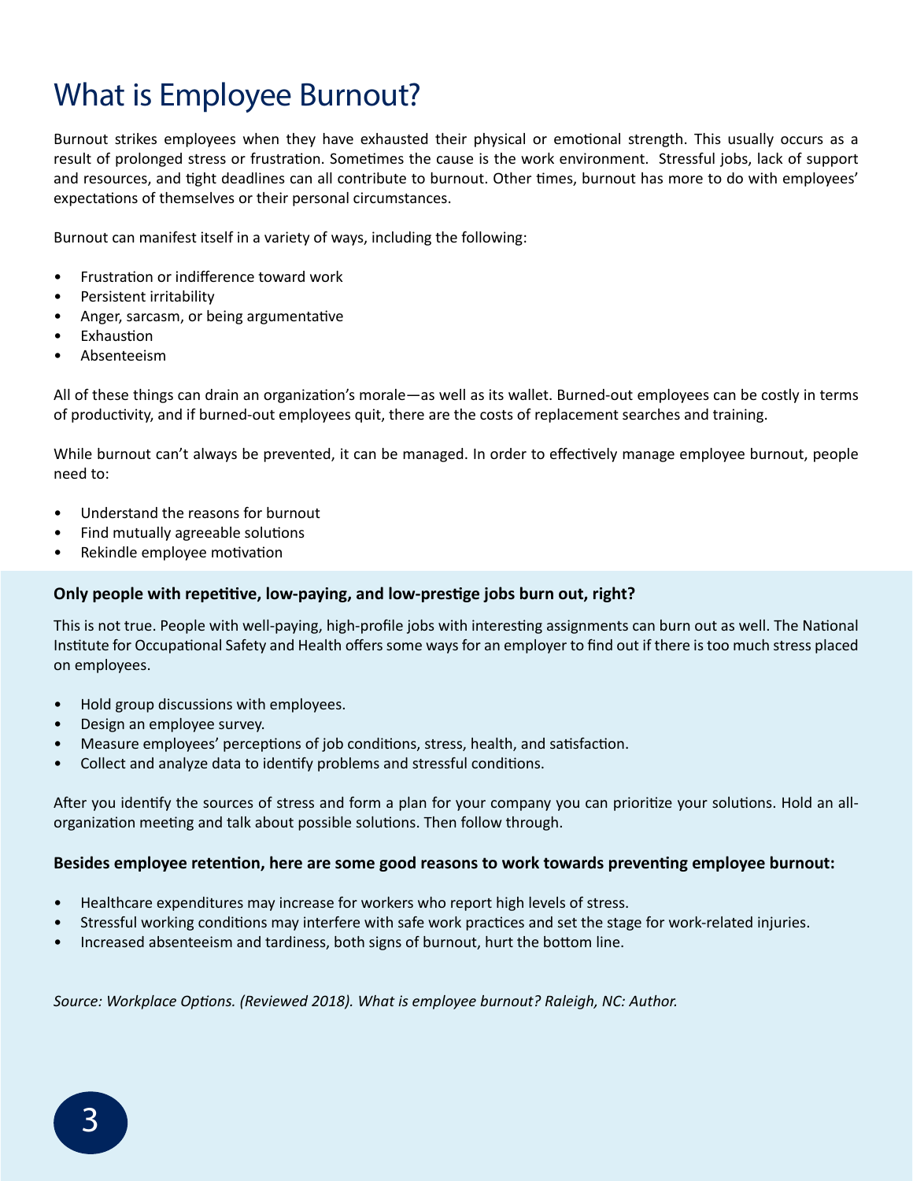# What is Employee Burnout?

Burnout strikes employees when they have exhausted their physical or emotional strength. This usually occurs as a result of prolonged stress or frustration. Sometimes the cause is the work environment. Stressful jobs, lack of support and resources, and tight deadlines can all contribute to burnout. Other times, burnout has more to do with employees' expectations of themselves or their personal circumstances.

Burnout can manifest itself in a variety of ways, including the following:

- Frustration or indifference toward work
- Persistent irritability
- Anger, sarcasm, or being argumentative
- Exhaustion
- Absenteeism

All of these things can drain an organization's morale—as well as its wallet. Burned-out employees can be costly in terms of productivity, and if burned-out employees quit, there are the costs of replacement searches and training.

While burnout can't always be prevented, it can be managed. In order to effectively manage employee burnout, people need to:

- Understand the reasons for burnout
- Find mutually agreeable solutions
- Rekindle employee motivation

**Only people with repetitive, low-paying, and low-prestige jobs burn out, right?**

This is not true. People with well-paying, high-profile jobs with interesting assignments can burn out as well. The National Institute for Occupational Safety and Health offers some ways for an employer to find out if there is too much stress placed on employees.

- Hold group discussions with employees.
- Design an employee survey.
- Measure employees' perceptions of job conditions, stress, health, and satisfaction.
- Collect and analyze data to identify problems and stressful conditions.

After you identify the sources of stress and form a plan for your company you can prioritize your solutions. Hold an all-organization meeting and talk about possible solutions. Then follow through.

**Besides employee retention, here are some good reasons to work towards preventing employee burnout:**

- Healthcare expenditures may increase for workers who report high levels of stress.
- Stressful working conditions may interfere with safe work practices and set the stage for work-related injuries.
- Increased absenteeism and tardiness, both signs of burnout, hurt the bottom line.

*Source: Workplace Options. (Reviewed 2018). What is employee burnout? Raleigh, NC: Author.*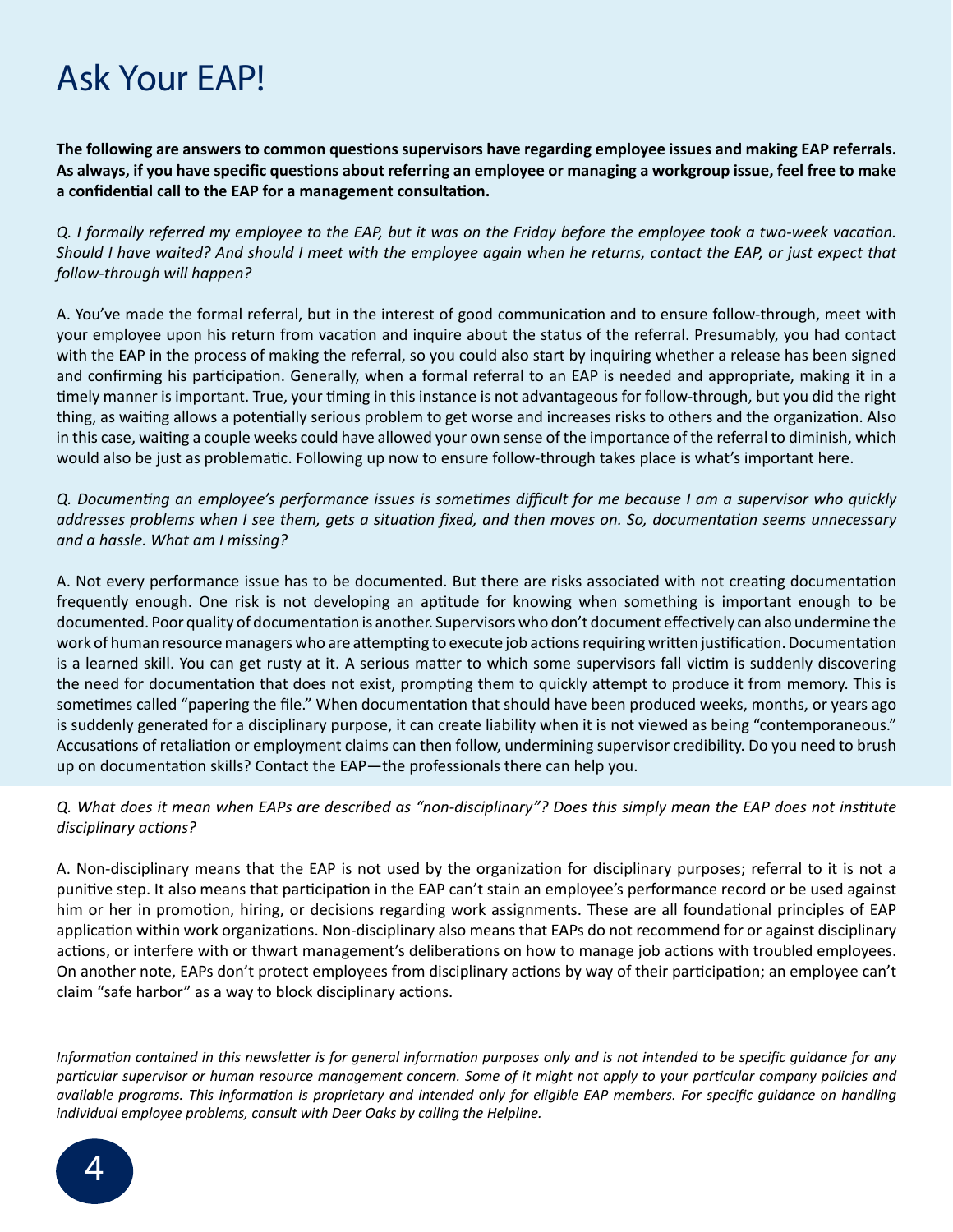# Ask Your EAP!

**The following are answers to common questions supervisors have regarding employee issues and making EAP referrals. As always, if you have specific questions about referring an employee or managing a workgroup issue, feel free to make a confidential call to the EAP for a management consultation.**

*Q. I formally referred my employee to the EAP, but it was on the Friday before the employee took a two-week vacation. Should I have waited? And should I meet with the employee again when he returns, contact the EAP, or just expect that follow-through will happen?*

A. You've made the formal referral, but in the interest of good communication and to ensure follow-through, meet with your employee upon his return from vacation and inquire about the status of the referral. Presumably, you had contact with the EAP in the process of making the referral, so you could also start by inquiring whether a release has been signed and confirming his participation. Generally, when a formal referral to an EAP is needed and appropriate, making it in a timely manner is important. True, your timing in this instance is not advantageous for follow-through, but you did the right thing, as waiting allows a potentially serious problem to get worse and increases risks to others and the organization. Also in this case, waiting a couple weeks could have allowed your own sense of the importance of the referral to diminish, which would also be just as problematic. Following up now to ensure follow-through takes place is what's important here.

*Q. Documenting an employee's performance issues is sometimes difficult for me because I am a supervisor who quickly addresses problems when I see them, gets a situation fixed, and then moves on. So, documentation seems unnecessary and a hassle. What am I missing?*

A. Not every performance issue has to be documented. But there are risks associated with not creating documentation frequently enough. One risk is not developing an aptitude for knowing when something is important enough to be documented. Poor quality of documentation is another. Supervisors who don't document effectively can also undermine the work of human resource managers who are attempting to execute job actions requiring written justification. Documentation is a learned skill. You can get rusty at it. A serious matter to which some supervisors fall victim is suddenly discovering the need for documentation that does not exist, prompting them to quickly attempt to produce it from memory. This is sometimes called "papering the file." When documentation that should have been produced weeks, months, or years ago is suddenly generated for a disciplinary purpose, it can create liability when it is not viewed as being "contemporaneous." Accusations of retaliation or employment claims can then follow, undermining supervisor credibility. Do you need to brush up on documentation skills? Contact the EAP—the professionals there can help you.

*Q. What does it mean when EAPs are described as "non-disciplinary"? Does this simply mean the EAP does not institute disciplinary actions?*

A. Non-disciplinary means that the EAP is not used by the organization for disciplinary purposes; referral to it is not a punitive step. It also means that participation in the EAP can't stain an employee's performance record or be used against him or her in promotion, hiring, or decisions regarding work assignments. These are all foundational principles of EAP application within work organizations. Non-disciplinary also means that EAPs do not recommend for or against disciplinary actions, or interfere with or thwart management's deliberations on how to manage job actions with troubled employees. On another note, EAPs don't protect employees from disciplinary actions by way of their participation; an employee can't claim "safe harbor" as a way to block disciplinary actions.

*Information contained in this newsletter is for general information purposes only and is not intended to be specific guidance for any particular supervisor or human resource management concern. Some of it might not apply to your particular company policies and available programs. This information is proprietary and intended only for eligible EAP members. For specific guidance on handling individual employee problems, consult with Deer Oaks by calling the Helpline.*